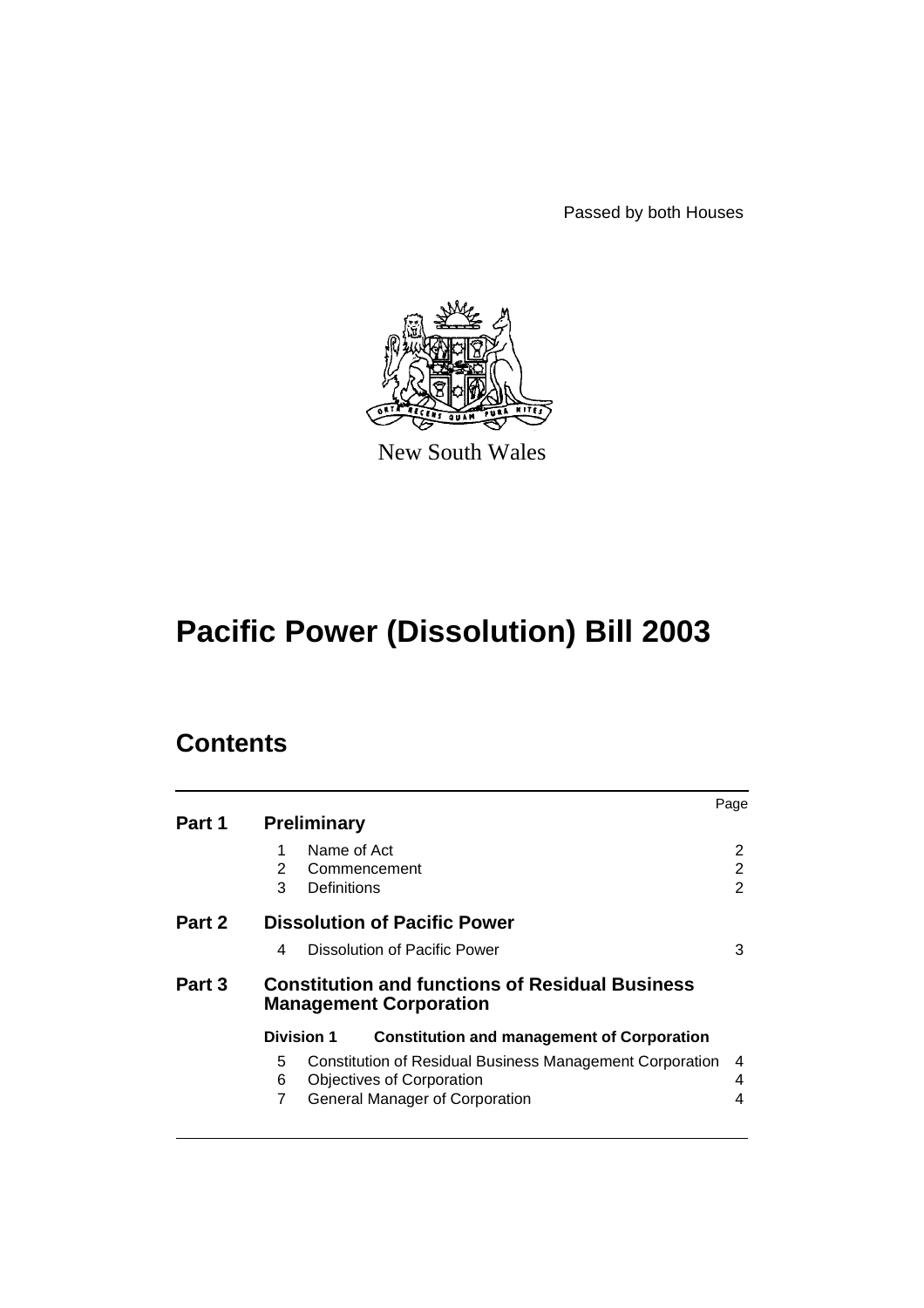Passed by both Houses

New South Wales

# Pacific Power (Dissolution) Bill 2003

## Contents

| | | Page |
|---|---|---|
| **Part 1** | **Preliminary** | |
| | 1 Name of Act | 2 |
| | 2 Commencement | 2 |
| | 3 Definitions | 2 |
| **Part 2** | **Dissolution of Pacific Power** | |
| | 4 Dissolution of Pacific Power | 3 |
| **Part 3** | **Constitution and functions of Residual Business Management Corporation** | |
| | **Division 1 Constitution and management of Corporation** | |
| | 5 Constitution of Residual Business Management Corporation | 4 |
| | 6 Objectives of Corporation | 4 |
| | 7 General Manager of Corporation | 4 |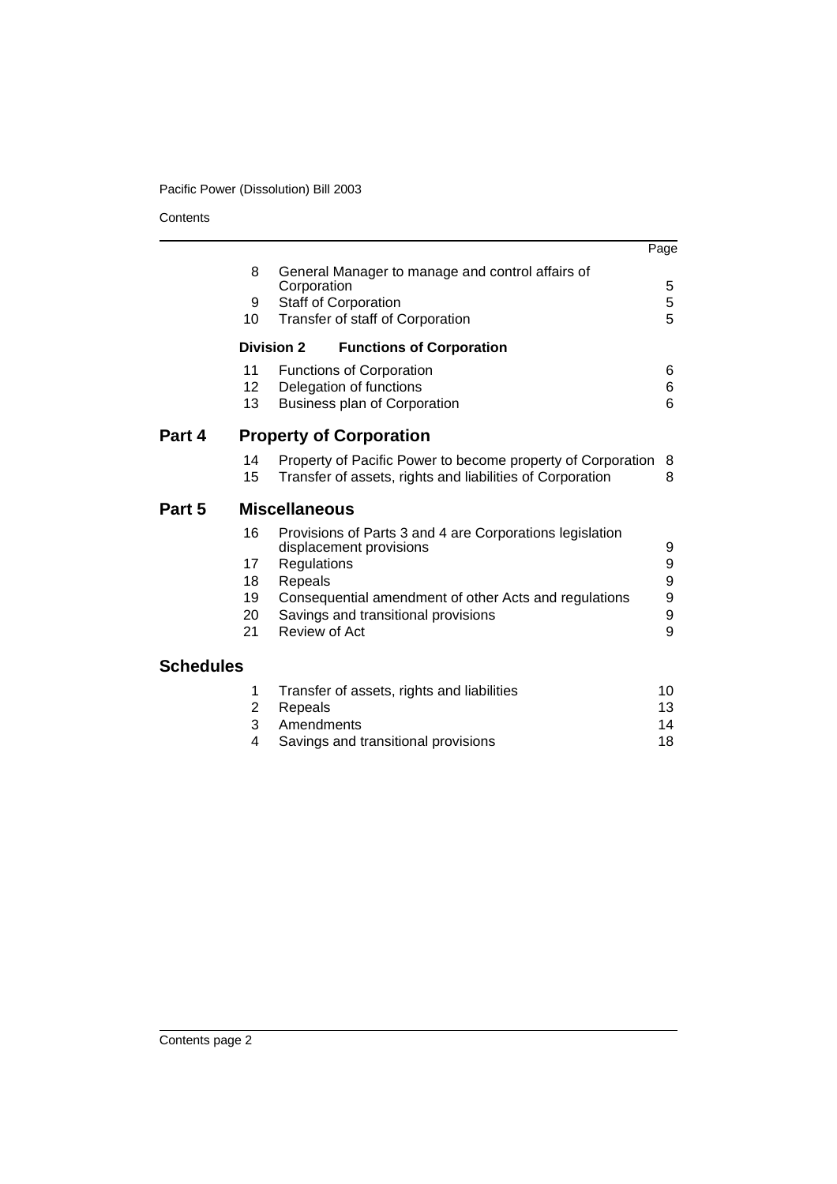| | | | Page |
|---|---|---|---|
| | 8 | General Manager to manage and control affairs of Corporation | 5 |
| | 9 | Staff of Corporation | 5 |
| | 10 | Transfer of staff of Corporation | 5 |
| | **Division 2** | **Functions of Corporation** | |
| | 11 | Functions of Corporation | 6 |
| | 12 | Delegation of functions | 6 |
| | 13 | Business plan of Corporation | 6 |
| **Part 4** | | **Property of Corporation** | |
| | 14 | Property of Pacific Power to become property of Corporation | 8 |
| | 15 | Transfer of assets, rights and liabilities of Corporation | 8 |
| **Part 5** | | **Miscellaneous** | |
| | 16 | Provisions of Parts 3 and 4 are Corporations legislation displacement provisions | 9 |
| | 17 | Regulations | 9 |
| | 18 | Repeals | 9 |
| | 19 | Consequential amendment of other Acts and regulations | 9 |
| | 20 | Savings and transitional provisions | 9 |
| | 21 | Review of Act | 9 |
| **Schedules** | | | |
| | 1 | Transfer of assets, rights and liabilities | 10 |
| | 2 | Repeals | 13 |
| | 3 | Amendments | 14 |
| | 4 | Savings and transitional provisions | 18 |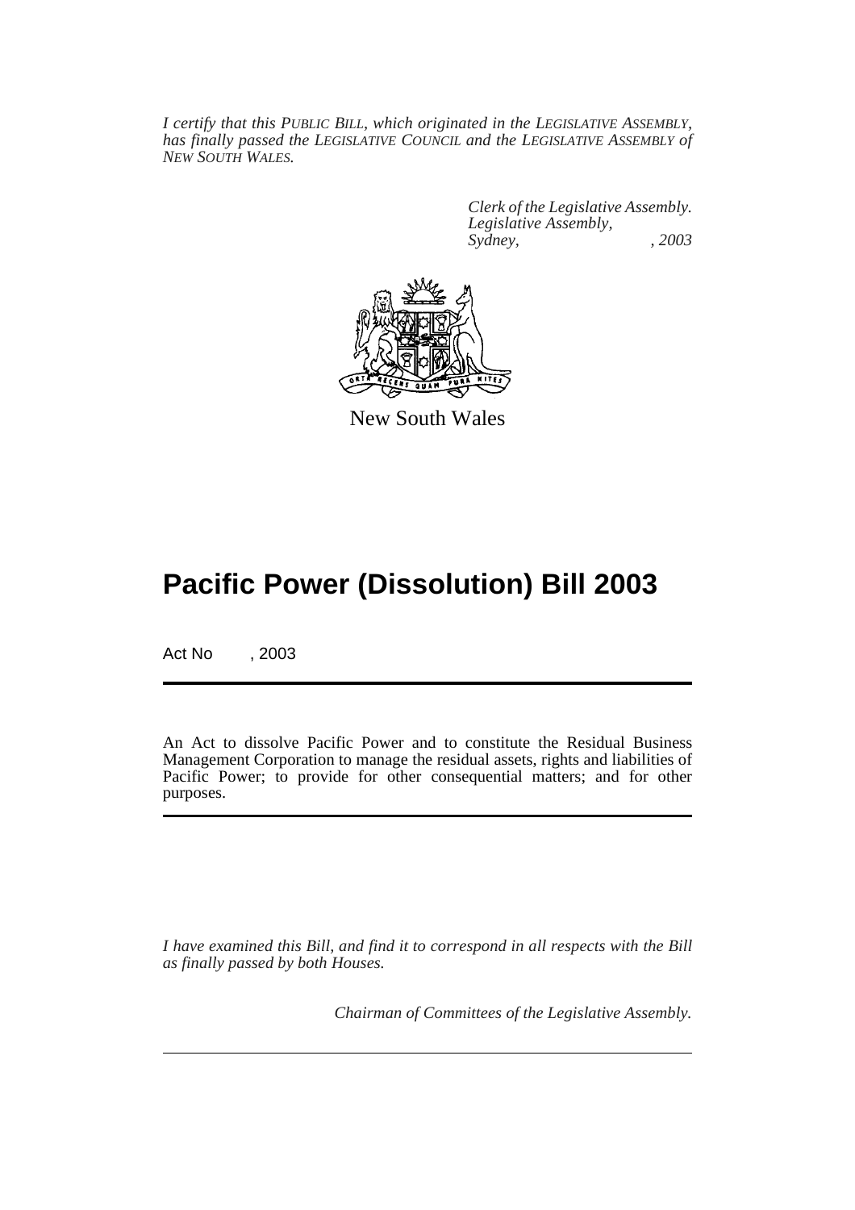*I certify that this PUBLIC BILL, which originated in the LEGISLATIVE ASSEMBLY, has finally passed the LEGISLATIVE COUNCIL and the LEGISLATIVE ASSEMBLY of NEW SOUTH WALES.*

*Clerk of the Legislative Assembly.*
*Legislative Assembly,*
*Sydney, , 2003*

New South Wales

# Pacific Power (Dissolution) Bill 2003

Act No , 2003

An Act to dissolve Pacific Power and to constitute the Residual Business Management Corporation to manage the residual assets, rights and liabilities of Pacific Power; to provide for other consequential matters; and for other purposes.

*I have examined this Bill, and find it to correspond in all respects with the Bill as finally passed by both Houses.*

*Chairman of Committees of the Legislative Assembly.*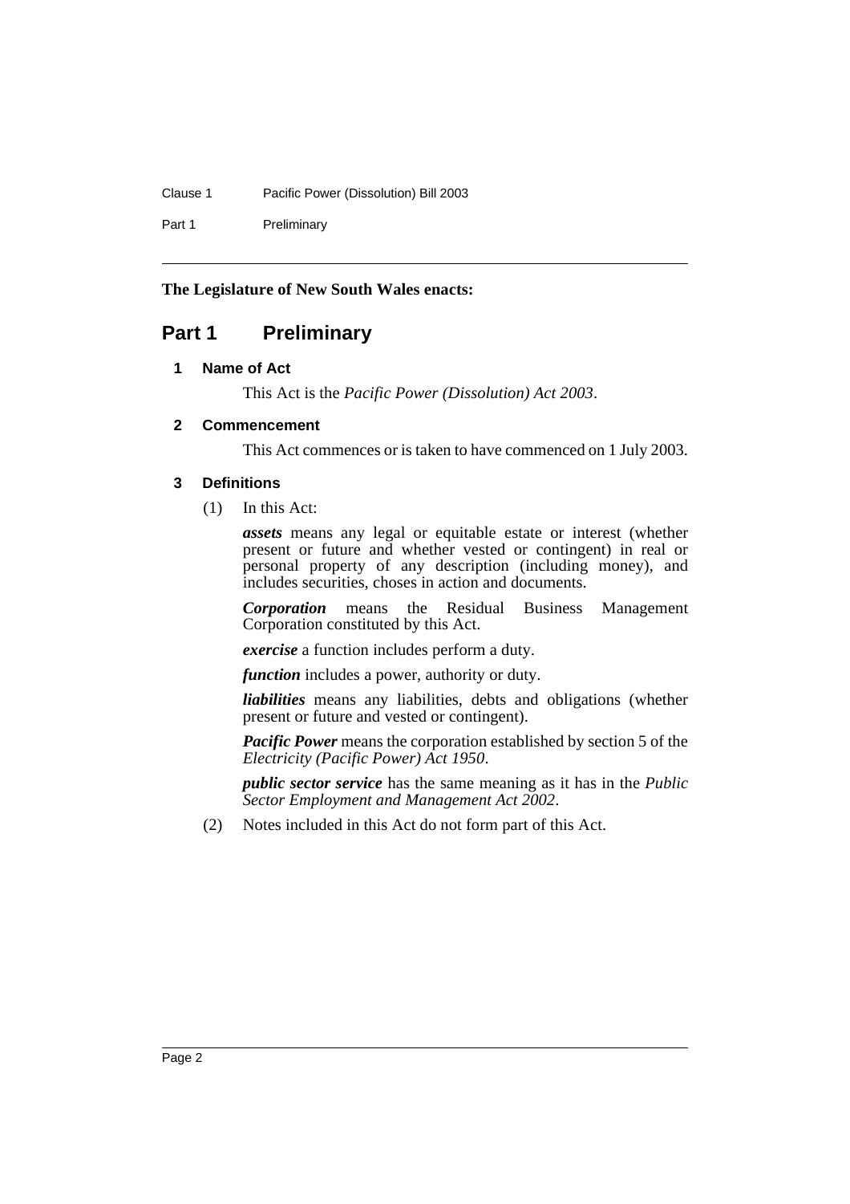**The Legislature of New South Wales enacts:**

# Part 1 Preliminary

## 1 Name of Act

This Act is the *Pacific Power (Dissolution) Act 2003*.

## 2 Commencement

This Act commences or is taken to have commenced on 1 July 2003.

## 3 Definitions

(1) In this Act:

***assets*** means any legal or equitable estate or interest (whether present or future and whether vested or contingent) in real or personal property of any description (including money), and includes securities, choses in action and documents.

***Corporation*** means the Residual Business Management Corporation constituted by this Act.

***exercise*** a function includes perform a duty.

***function*** includes a power, authority or duty.

***liabilities*** means any liabilities, debts and obligations (whether present or future and vested or contingent).

***Pacific Power*** means the corporation established by section 5 of the *Electricity (Pacific Power) Act 1950*.

***public sector service*** has the same meaning as it has in the *Public Sector Employment and Management Act 2002*.

(2) Notes included in this Act do not form part of this Act.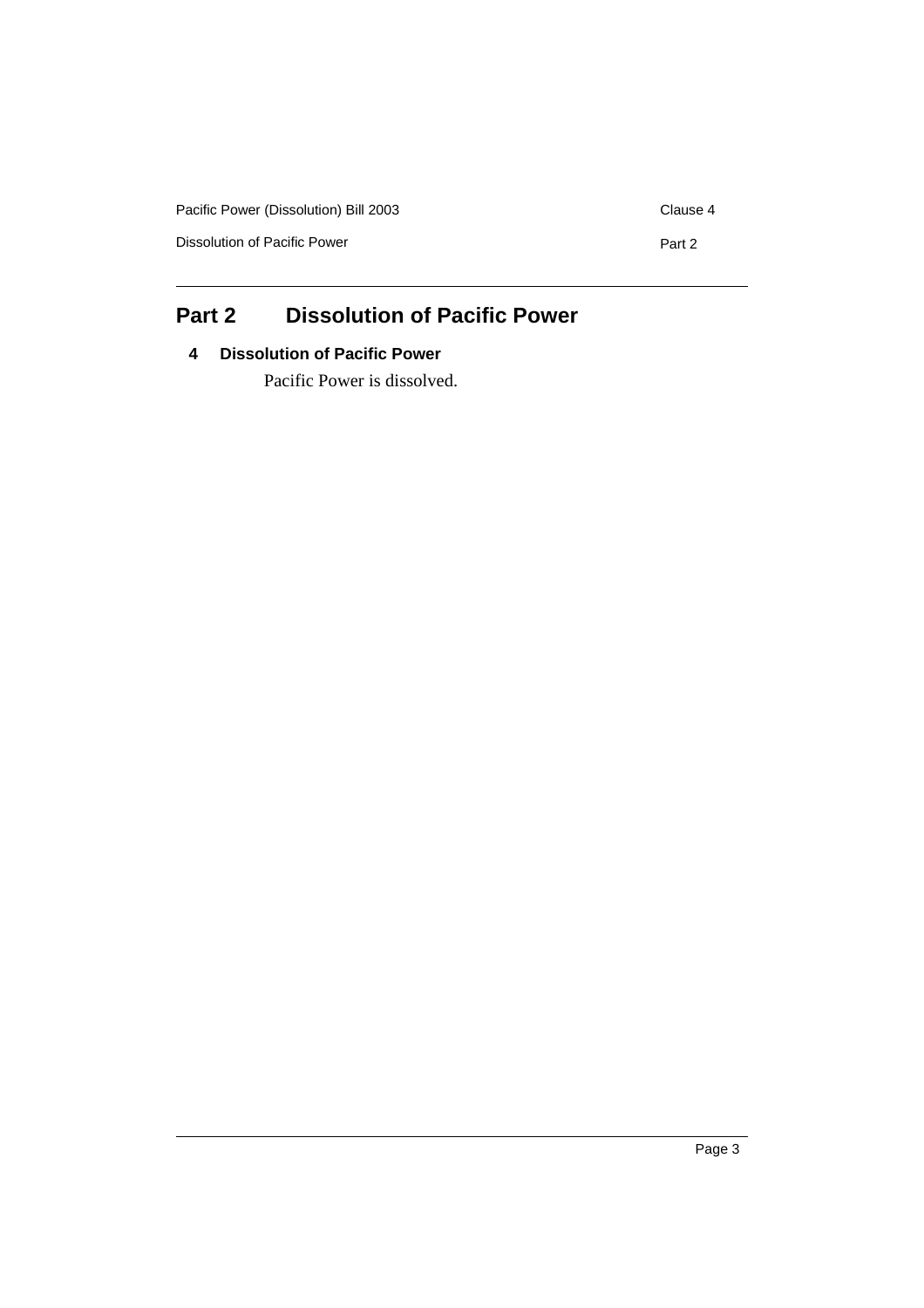## Part 2 Dissolution of Pacific Power

### 4 Dissolution of Pacific Power

Pacific Power is dissolved.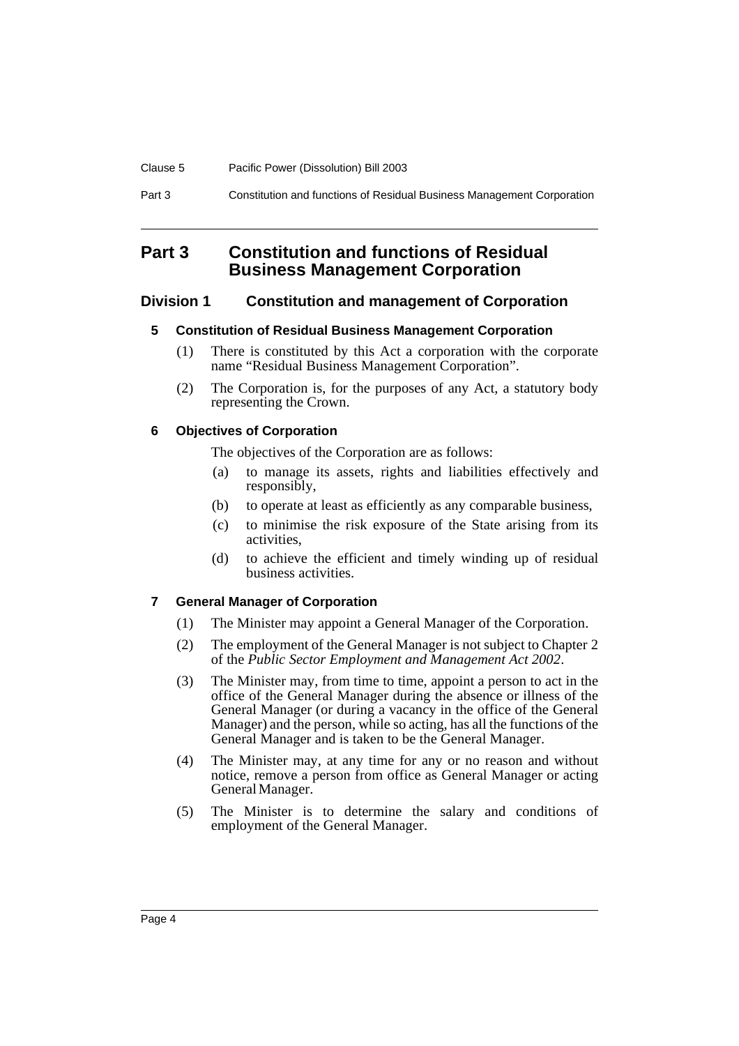# Part 3 Constitution and functions of Residual Business Management Corporation

## Division 1 Constitution and management of Corporation

### 5 Constitution of Residual Business Management Corporation

(1) There is constituted by this Act a corporation with the corporate name "Residual Business Management Corporation".

(2) The Corporation is, for the purposes of any Act, a statutory body representing the Crown.

### 6 Objectives of Corporation

The objectives of the Corporation are as follows:

(a) to manage its assets, rights and liabilities effectively and responsibly,

(b) to operate at least as efficiently as any comparable business,

(c) to minimise the risk exposure of the State arising from its activities,

(d) to achieve the efficient and timely winding up of residual business activities.

### 7 General Manager of Corporation

(1) The Minister may appoint a General Manager of the Corporation.

(2) The employment of the General Manager is not subject to Chapter 2 of the *Public Sector Employment and Management Act 2002*.

(3) The Minister may, from time to time, appoint a person to act in the office of the General Manager during the absence or illness of the General Manager (or during a vacancy in the office of the General Manager) and the person, while so acting, has all the functions of the General Manager and is taken to be the General Manager.

(4) The Minister may, at any time for any or no reason and without notice, remove a person from office as General Manager or acting General Manager.

(5) The Minister is to determine the salary and conditions of employment of the General Manager.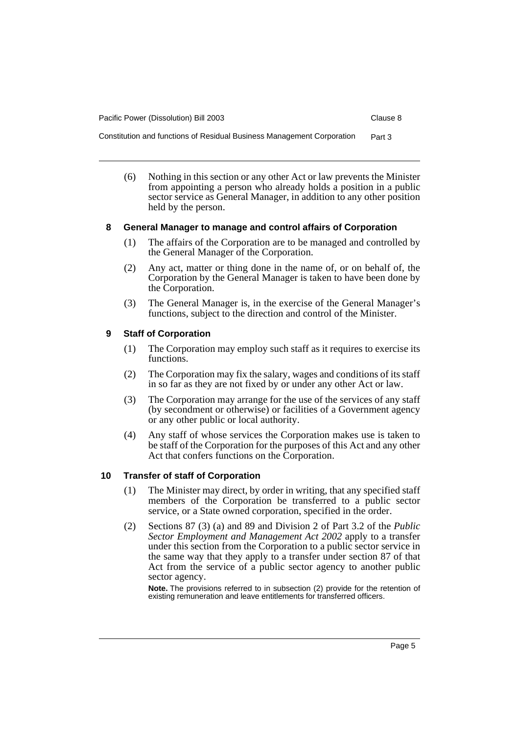(6) Nothing in this section or any other Act or law prevents the Minister from appointing a person who already holds a position in a public sector service as General Manager, in addition to any other position held by the person.

### 8 General Manager to manage and control affairs of Corporation

(1) The affairs of the Corporation are to be managed and controlled by the General Manager of the Corporation.

(2) Any act, matter or thing done in the name of, or on behalf of, the Corporation by the General Manager is taken to have been done by the Corporation.

(3) The General Manager is, in the exercise of the General Manager's functions, subject to the direction and control of the Minister.

### 9 Staff of Corporation

(1) The Corporation may employ such staff as it requires to exercise its functions.

(2) The Corporation may fix the salary, wages and conditions of its staff in so far as they are not fixed by or under any other Act or law.

(3) The Corporation may arrange for the use of the services of any staff (by secondment or otherwise) or facilities of a Government agency or any other public or local authority.

(4) Any staff of whose services the Corporation makes use is taken to be staff of the Corporation for the purposes of this Act and any other Act that confers functions on the Corporation.

### 10 Transfer of staff of Corporation

(1) The Minister may direct, by order in writing, that any specified staff members of the Corporation be transferred to a public sector service, or a State owned corporation, specified in the order.

(2) Sections 87 (3) (a) and 89 and Division 2 of Part 3.2 of the *Public Sector Employment and Management Act 2002* apply to a transfer under this section from the Corporation to a public sector service in the same way that they apply to a transfer under section 87 of that Act from the service of a public sector agency to another public sector agency.

**Note.** The provisions referred to in subsection (2) provide for the retention of existing remuneration and leave entitlements for transferred officers.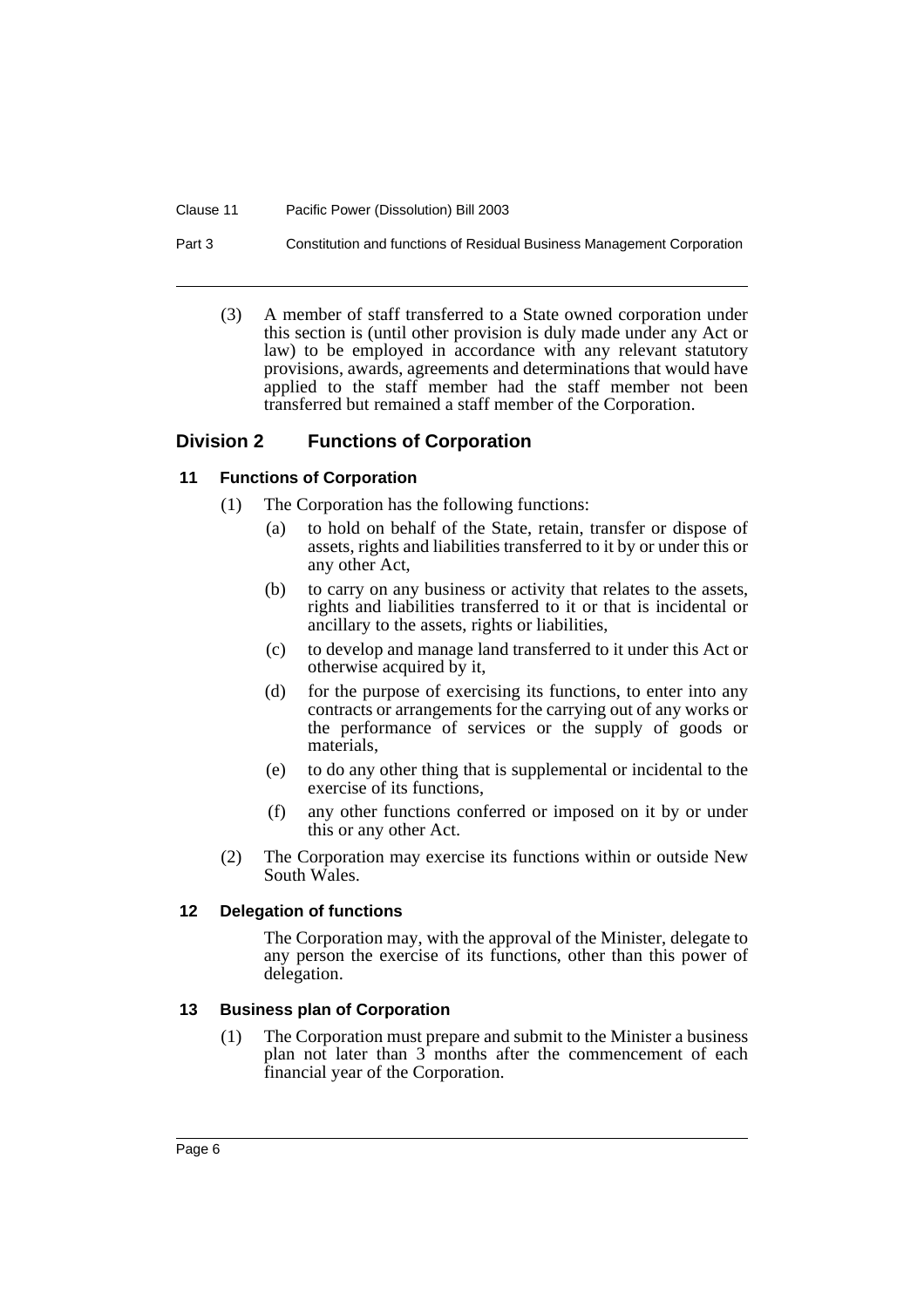(3) A member of staff transferred to a State owned corporation under this section is (until other provision is duly made under any Act or law) to be employed in accordance with any relevant statutory provisions, awards, agreements and determinations that would have applied to the staff member had the staff member not been transferred but remained a staff member of the Corporation.

## Division 2 Functions of Corporation

### 11 Functions of Corporation

(1) The Corporation has the following functions:

- (a) to hold on behalf of the State, retain, transfer or dispose of assets, rights and liabilities transferred to it by or under this or any other Act,
- (b) to carry on any business or activity that relates to the assets, rights and liabilities transferred to it or that is incidental or ancillary to the assets, rights or liabilities,
- (c) to develop and manage land transferred to it under this Act or otherwise acquired by it,
- (d) for the purpose of exercising its functions, to enter into any contracts or arrangements for the carrying out of any works or the performance of services or the supply of goods or materials,
- (e) to do any other thing that is supplemental or incidental to the exercise of its functions,
- (f) any other functions conferred or imposed on it by or under this or any other Act.

(2) The Corporation may exercise its functions within or outside New South Wales.

### 12 Delegation of functions

The Corporation may, with the approval of the Minister, delegate to any person the exercise of its functions, other than this power of delegation.

### 13 Business plan of Corporation

(1) The Corporation must prepare and submit to the Minister a business plan not later than 3 months after the commencement of each financial year of the Corporation.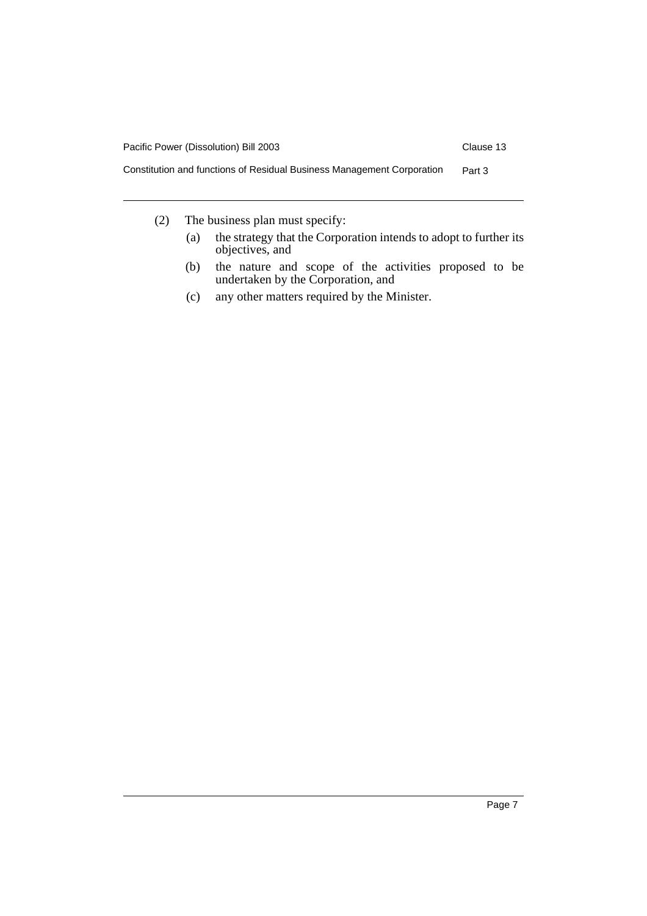(2) The business plan must specify:

(a) the strategy that the Corporation intends to adopt to further its objectives, and

(b) the nature and scope of the activities proposed to be undertaken by the Corporation, and

(c) any other matters required by the Minister.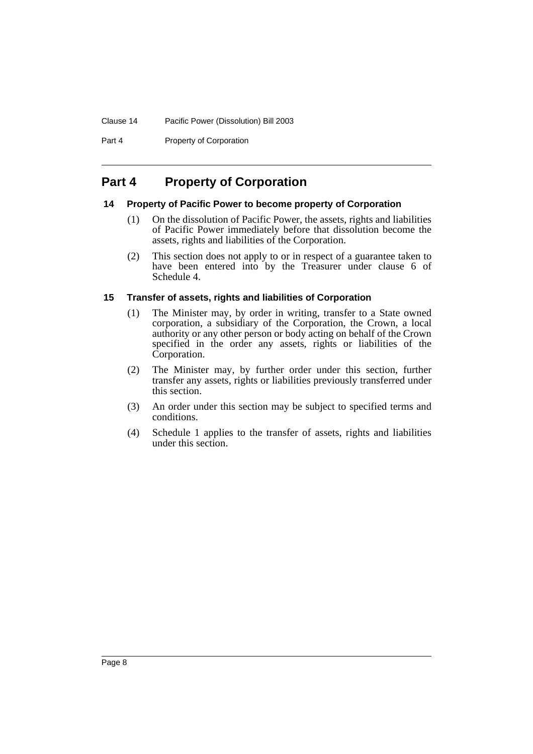## Part 4 Property of Corporation

### 14 Property of Pacific Power to become property of Corporation

(1) On the dissolution of Pacific Power, the assets, rights and liabilities of Pacific Power immediately before that dissolution become the assets, rights and liabilities of the Corporation.

(2) This section does not apply to or in respect of a guarantee taken to have been entered into by the Treasurer under clause 6 of Schedule 4.

### 15 Transfer of assets, rights and liabilities of Corporation

(1) The Minister may, by order in writing, transfer to a State owned corporation, a subsidiary of the Corporation, the Crown, a local authority or any other person or body acting on behalf of the Crown specified in the order any assets, rights or liabilities of the Corporation.

(2) The Minister may, by further order under this section, further transfer any assets, rights or liabilities previously transferred under this section.

(3) An order under this section may be subject to specified terms and conditions.

(4) Schedule 1 applies to the transfer of assets, rights and liabilities under this section.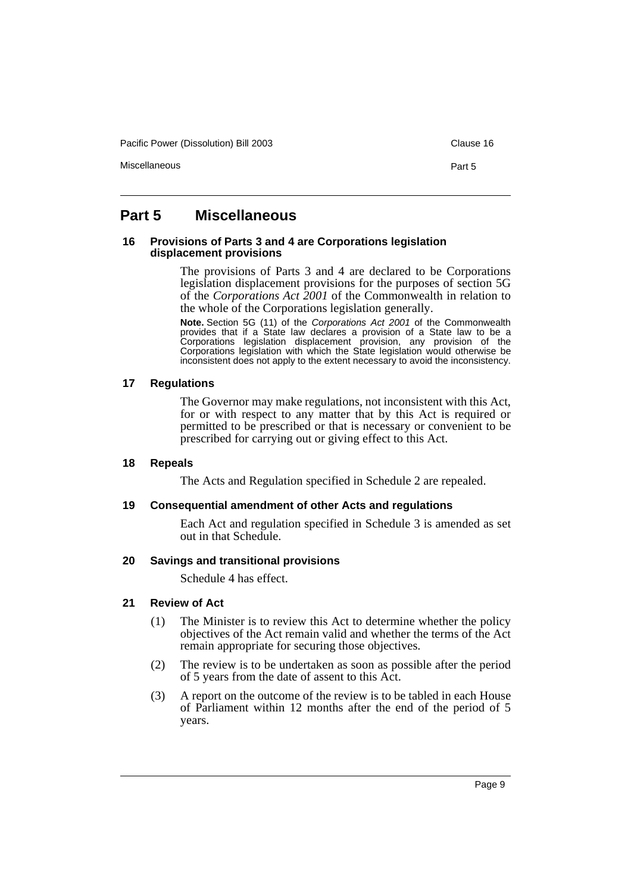# Part 5 Miscellaneous

### 16 Provisions of Parts 3 and 4 are Corporations legislation displacement provisions

The provisions of Parts 3 and 4 are declared to be Corporations legislation displacement provisions for the purposes of section 5G of the *Corporations Act 2001* of the Commonwealth in relation to the whole of the Corporations legislation generally.

**Note.** Section 5G (11) of the *Corporations Act 2001* of the Commonwealth provides that if a State law declares a provision of a State law to be a Corporations legislation displacement provision, any provision of the Corporations legislation with which the State legislation would otherwise be inconsistent does not apply to the extent necessary to avoid the inconsistency.

### 17 Regulations

The Governor may make regulations, not inconsistent with this Act, for or with respect to any matter that by this Act is required or permitted to be prescribed or that is necessary or convenient to be prescribed for carrying out or giving effect to this Act.

### 18 Repeals

The Acts and Regulation specified in Schedule 2 are repealed.

### 19 Consequential amendment of other Acts and regulations

Each Act and regulation specified in Schedule 3 is amended as set out in that Schedule.

### 20 Savings and transitional provisions

Schedule 4 has effect.

### 21 Review of Act

(1) The Minister is to review this Act to determine whether the policy objectives of the Act remain valid and whether the terms of the Act remain appropriate for securing those objectives.

(2) The review is to be undertaken as soon as possible after the period of 5 years from the date of assent to this Act.

(3) A report on the outcome of the review is to be tabled in each House of Parliament within 12 months after the end of the period of 5 years.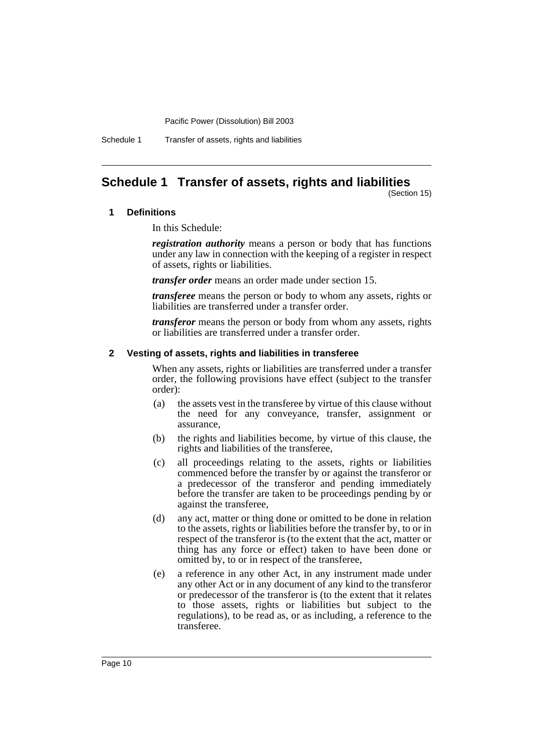# Schedule 1 Transfer of assets, rights and liabilities

(Section 15)

### 1 Definitions

In this Schedule:

***registration authority*** means a person or body that has functions under any law in connection with the keeping of a register in respect of assets, rights or liabilities.

***transfer order*** means an order made under section 15.

***transferee*** means the person or body to whom any assets, rights or liabilities are transferred under a transfer order.

***transferor*** means the person or body from whom any assets, rights or liabilities are transferred under a transfer order.

### 2 Vesting of assets, rights and liabilities in transferee

When any assets, rights or liabilities are transferred under a transfer order, the following provisions have effect (subject to the transfer order):

(a) the assets vest in the transferee by virtue of this clause without the need for any conveyance, transfer, assignment or assurance,

(b) the rights and liabilities become, by virtue of this clause, the rights and liabilities of the transferee,

(c) all proceedings relating to the assets, rights or liabilities commenced before the transfer by or against the transferor or a predecessor of the transferor and pending immediately before the transfer are taken to be proceedings pending by or against the transferee,

(d) any act, matter or thing done or omitted to be done in relation to the assets, rights or liabilities before the transfer by, to or in respect of the transferor is (to the extent that the act, matter or thing has any force or effect) taken to have been done or omitted by, to or in respect of the transferee,

(e) a reference in any other Act, in any instrument made under any other Act or in any document of any kind to the transferor or predecessor of the transferor is (to the extent that it relates to those assets, rights or liabilities but subject to the regulations), to be read as, or as including, a reference to the transferee.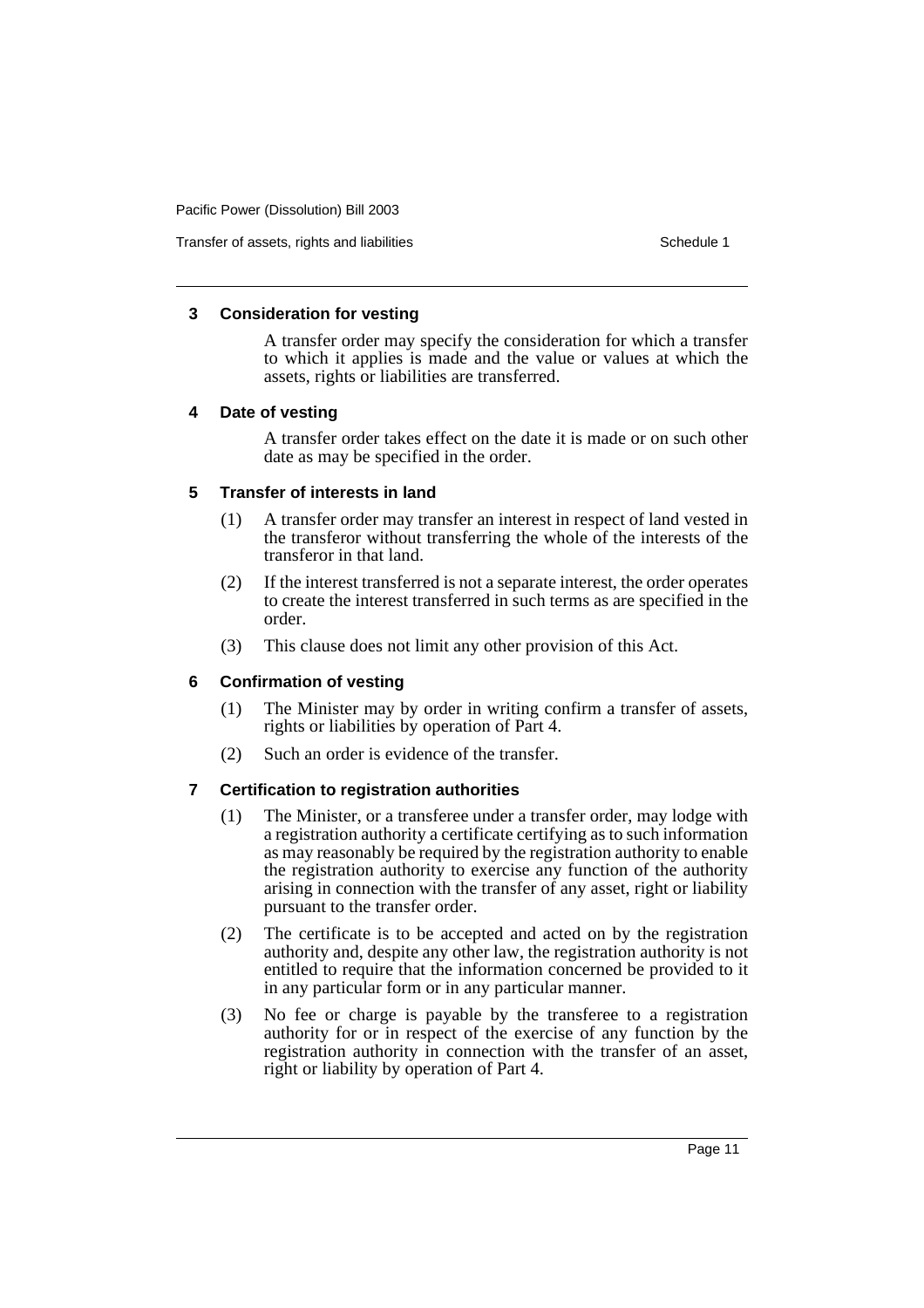### 3 Consideration for vesting

A transfer order may specify the consideration for which a transfer to which it applies is made and the value or values at which the assets, rights or liabilities are transferred.

### 4 Date of vesting

A transfer order takes effect on the date it is made or on such other date as may be specified in the order.

### 5 Transfer of interests in land

(1) A transfer order may transfer an interest in respect of land vested in the transferor without transferring the whole of the interests of the transferor in that land.

(2) If the interest transferred is not a separate interest, the order operates to create the interest transferred in such terms as are specified in the order.

(3) This clause does not limit any other provision of this Act.

### 6 Confirmation of vesting

(1) The Minister may by order in writing confirm a transfer of assets, rights or liabilities by operation of Part 4.

(2) Such an order is evidence of the transfer.

### 7 Certification to registration authorities

(1) The Minister, or a transferee under a transfer order, may lodge with a registration authority a certificate certifying as to such information as may reasonably be required by the registration authority to enable the registration authority to exercise any function of the authority arising in connection with the transfer of any asset, right or liability pursuant to the transfer order.

(2) The certificate is to be accepted and acted on by the registration authority and, despite any other law, the registration authority is not entitled to require that the information concerned be provided to it in any particular form or in any particular manner.

(3) No fee or charge is payable by the transferee to a registration authority for or in respect of the exercise of any function by the registration authority in connection with the transfer of an asset, right or liability by operation of Part 4.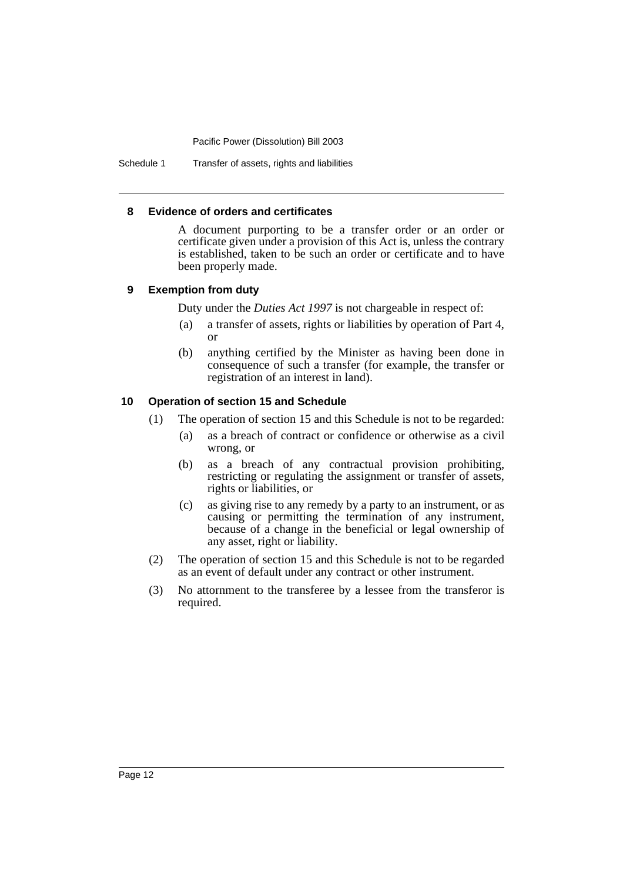### 8 Evidence of orders and certificates

A document purporting to be a transfer order or an order or certificate given under a provision of this Act is, unless the contrary is established, taken to be such an order or certificate and to have been properly made.

### 9 Exemption from duty

Duty under the *Duties Act 1997* is not chargeable in respect of:

(a) a transfer of assets, rights or liabilities by operation of Part 4, or

(b) anything certified by the Minister as having been done in consequence of such a transfer (for example, the transfer or registration of an interest in land).

### 10 Operation of section 15 and Schedule

(1) The operation of section 15 and this Schedule is not to be regarded:

(a) as a breach of contract or confidence or otherwise as a civil wrong, or

(b) as a breach of any contractual provision prohibiting, restricting or regulating the assignment or transfer of assets, rights or liabilities, or

(c) as giving rise to any remedy by a party to an instrument, or as causing or permitting the termination of any instrument, because of a change in the beneficial or legal ownership of any asset, right or liability.

(2) The operation of section 15 and this Schedule is not to be regarded as an event of default under any contract or other instrument.

(3) No attornment to the transferee by a lessee from the transferor is required.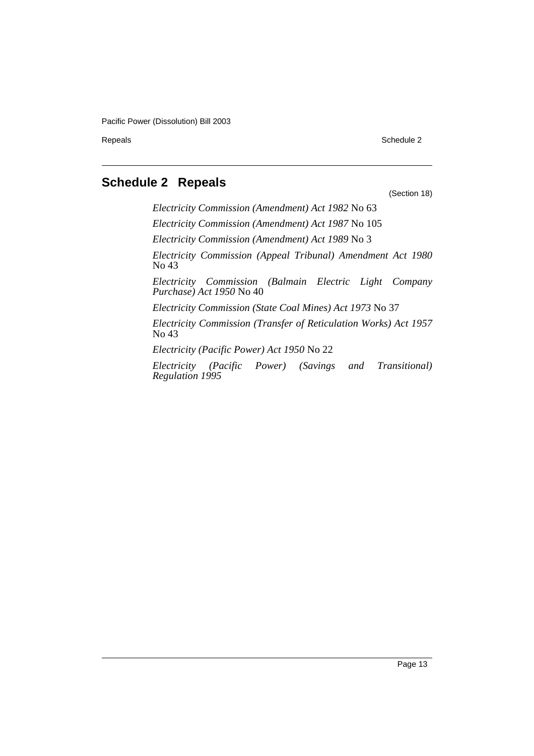## Schedule 2 Repeals

(Section 18)

*Electricity Commission (Amendment) Act 1982* No 63

*Electricity Commission (Amendment) Act 1987* No 105

*Electricity Commission (Amendment) Act 1989* No 3

*Electricity Commission (Appeal Tribunal) Amendment Act 1980* No 43

*Electricity Commission (Balmain Electric Light Company Purchase) Act 1950* No 40

*Electricity Commission (State Coal Mines) Act 1973* No 37

*Electricity Commission (Transfer of Reticulation Works) Act 1957* No 43

*Electricity (Pacific Power) Act 1950* No 22

*Electricity (Pacific Power) (Savings and Transitional) Regulation 1995*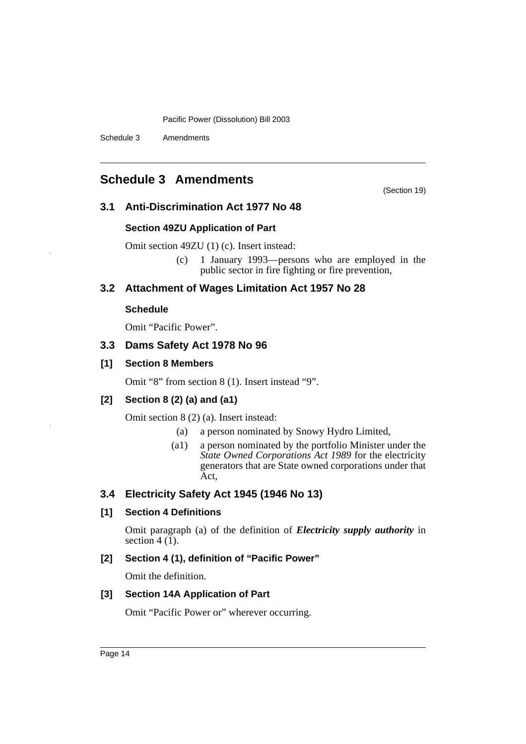## Schedule 3 Amendments

(Section 19)

### 3.1 Anti-Discrimination Act 1977 No 48

#### Section 49ZU Application of Part

Omit section 49ZU (1) (c). Insert instead:

(c) 1 January 1993—persons who are employed in the public sector in fire fighting or fire prevention,

### 3.2 Attachment of Wages Limitation Act 1957 No 28

#### Schedule

Omit "Pacific Power".

### 3.3 Dams Safety Act 1978 No 96

#### [1] Section 8 Members

Omit "8" from section 8 (1). Insert instead "9".

#### [2] Section 8 (2) (a) and (a1)

Omit section 8 (2) (a). Insert instead:

(a) a person nominated by Snowy Hydro Limited,

(a1) a person nominated by the portfolio Minister under the *State Owned Corporations Act 1989* for the electricity generators that are State owned corporations under that Act,

### 3.4 Electricity Safety Act 1945 (1946 No 13)

#### [1] Section 4 Definitions

Omit paragraph (a) of the definition of ***Electricity supply authority*** in section 4 (1).

#### [2] Section 4 (1), definition of "Pacific Power"

Omit the definition.

#### [3] Section 14A Application of Part

Omit "Pacific Power or" wherever occurring.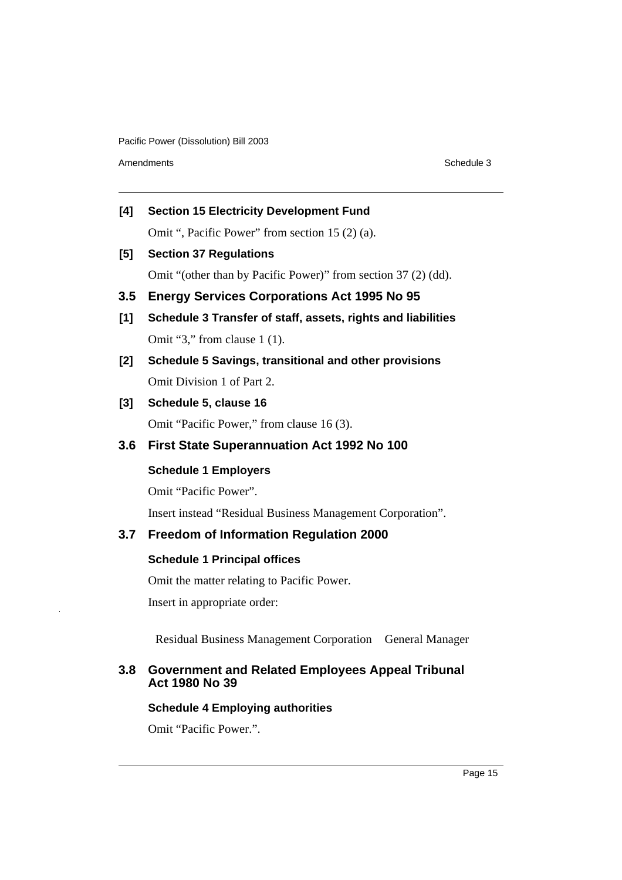**[4] Section 15 Electricity Development Fund**

Omit ", Pacific Power" from section 15 (2) (a).

**[5] Section 37 Regulations**

Omit "(other than by Pacific Power)" from section 37 (2) (dd).

## 3.5 Energy Services Corporations Act 1995 No 95

**[1] Schedule 3 Transfer of staff, assets, rights and liabilities**

Omit "3," from clause 1 (1).

**[2] Schedule 5 Savings, transitional and other provisions**

Omit Division 1 of Part 2.

**[3] Schedule 5, clause 16**

Omit "Pacific Power," from clause 16 (3).

## 3.6 First State Superannuation Act 1992 No 100

**Schedule 1 Employers**

Omit "Pacific Power".

Insert instead "Residual Business Management Corporation".

## 3.7 Freedom of Information Regulation 2000

**Schedule 1 Principal offices**

Omit the matter relating to Pacific Power.

Insert in appropriate order:

| | |
|---|---|
| Residual Business Management Corporation | General Manager |

## 3.8 Government and Related Employees Appeal Tribunal Act 1980 No 39

**Schedule 4 Employing authorities**

Omit "Pacific Power.".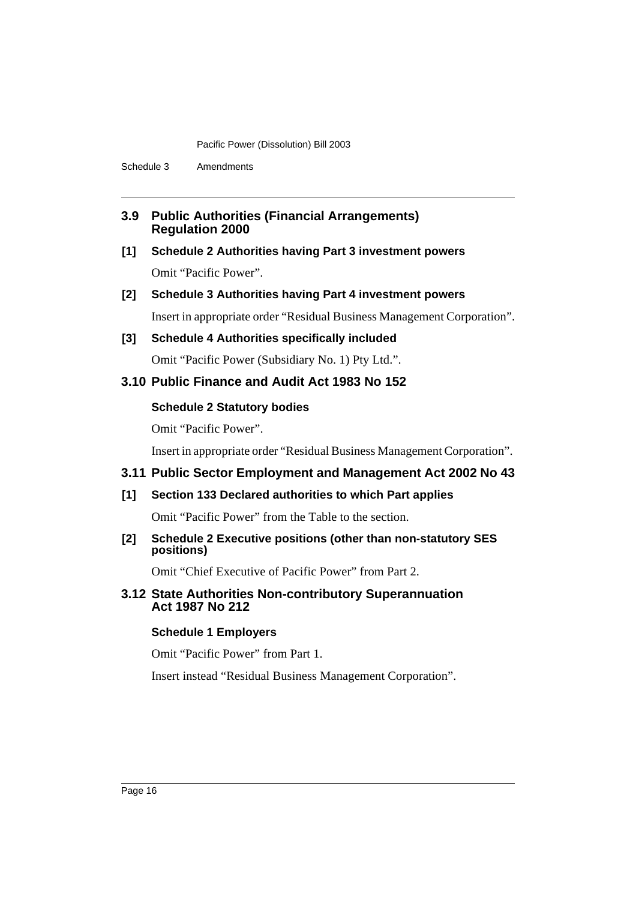## 3.9 Public Authorities (Financial Arrangements) Regulation 2000

### [1] Schedule 2 Authorities having Part 3 investment powers

Omit "Pacific Power".

### [2] Schedule 3 Authorities having Part 4 investment powers

Insert in appropriate order "Residual Business Management Corporation".

### [3] Schedule 4 Authorities specifically included

Omit "Pacific Power (Subsidiary No. 1) Pty Ltd.".

## 3.10 Public Finance and Audit Act 1983 No 152

### Schedule 2 Statutory bodies

Omit "Pacific Power".

Insert in appropriate order "Residual Business Management Corporation".

## 3.11 Public Sector Employment and Management Act 2002 No 43

### [1] Section 133 Declared authorities to which Part applies

Omit "Pacific Power" from the Table to the section.

### [2] Schedule 2 Executive positions (other than non-statutory SES positions)

Omit "Chief Executive of Pacific Power" from Part 2.

## 3.12 State Authorities Non-contributory Superannuation Act 1987 No 212

### Schedule 1 Employers

Omit "Pacific Power" from Part 1.

Insert instead "Residual Business Management Corporation".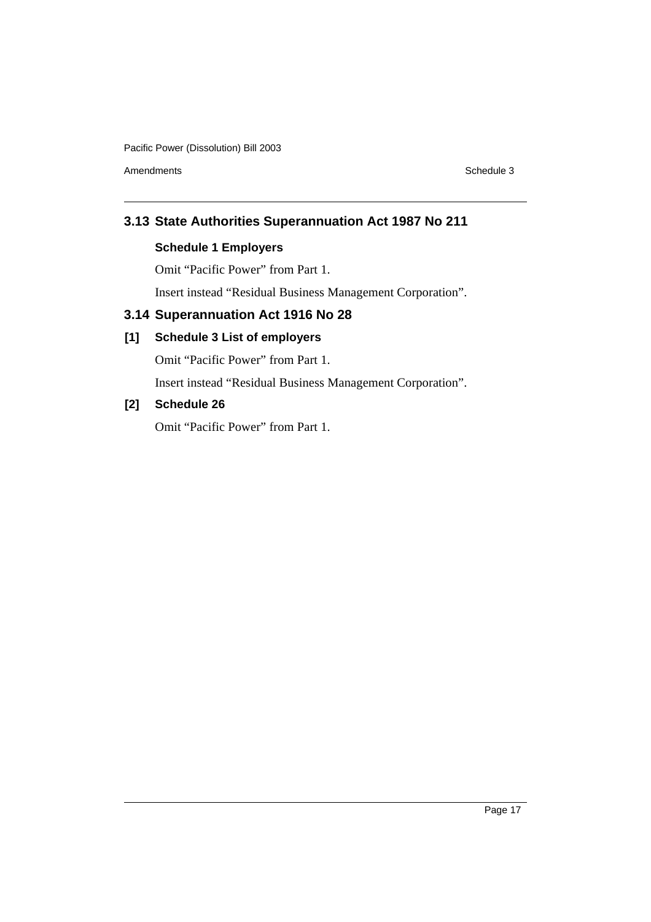## 3.13 State Authorities Superannuation Act 1987 No 211

### Schedule 1 Employers

Omit "Pacific Power" from Part 1.

Insert instead "Residual Business Management Corporation".

## 3.14 Superannuation Act 1916 No 28

### [1] Schedule 3 List of employers

Omit "Pacific Power" from Part 1.

Insert instead "Residual Business Management Corporation".

### [2] Schedule 26

Omit "Pacific Power" from Part 1.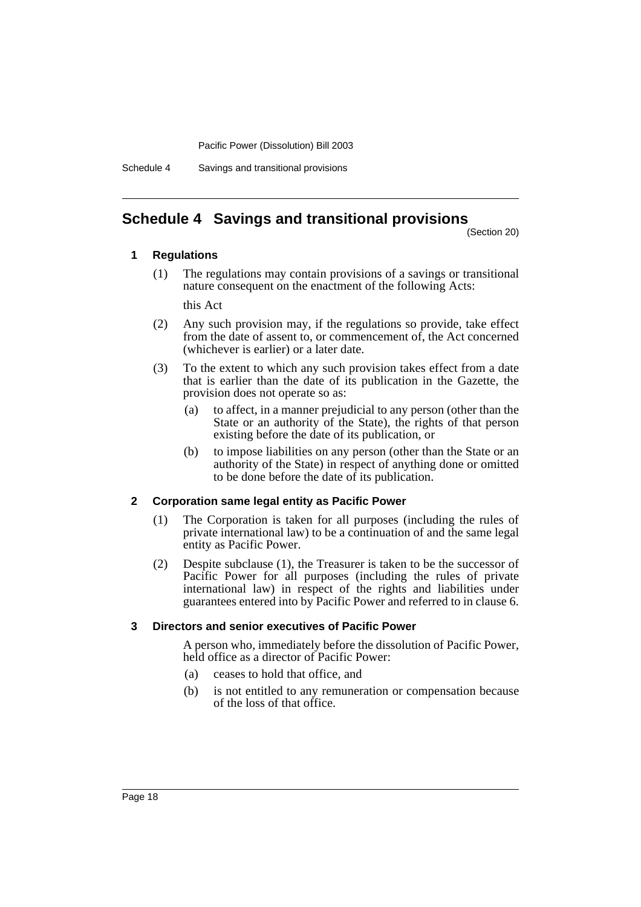## Schedule 4 Savings and transitional provisions

(Section 20)

### 1 Regulations

(1) The regulations may contain provisions of a savings or transitional nature consequent on the enactment of the following Acts:

this Act

(2) Any such provision may, if the regulations so provide, take effect from the date of assent to, or commencement of, the Act concerned (whichever is earlier) or a later date.

(3) To the extent to which any such provision takes effect from a date that is earlier than the date of its publication in the Gazette, the provision does not operate so as:

- (a) to affect, in a manner prejudicial to any person (other than the State or an authority of the State), the rights of that person existing before the date of its publication, or
- (b) to impose liabilities on any person (other than the State or an authority of the State) in respect of anything done or omitted to be done before the date of its publication.

### 2 Corporation same legal entity as Pacific Power

(1) The Corporation is taken for all purposes (including the rules of private international law) to be a continuation of and the same legal entity as Pacific Power.

(2) Despite subclause (1), the Treasurer is taken to be the successor of Pacific Power for all purposes (including the rules of private international law) in respect of the rights and liabilities under guarantees entered into by Pacific Power and referred to in clause 6.

### 3 Directors and senior executives of Pacific Power

A person who, immediately before the dissolution of Pacific Power, held office as a director of Pacific Power:

- (a) ceases to hold that office, and
- (b) is not entitled to any remuneration or compensation because of the loss of that office.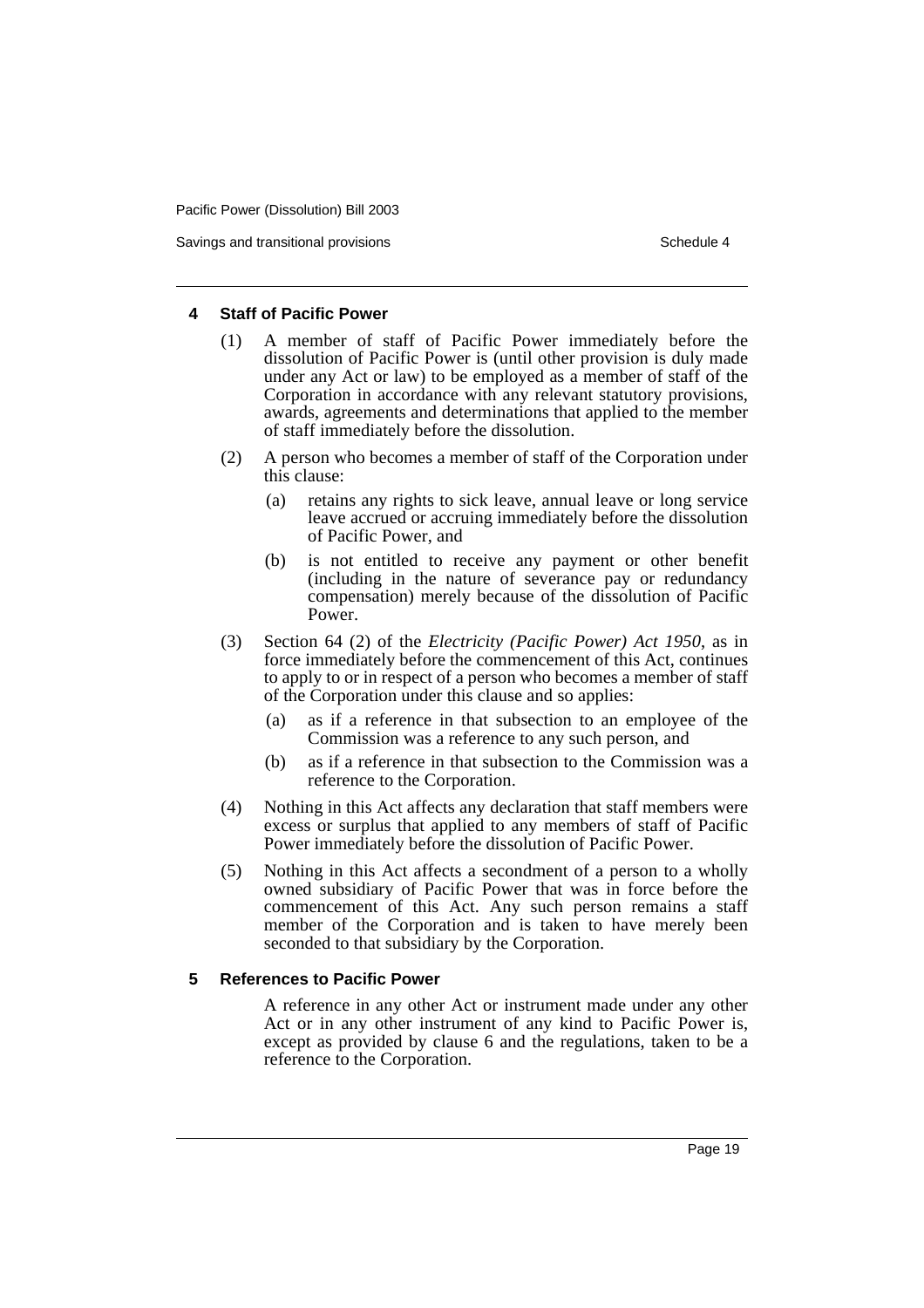### 4 Staff of Pacific Power

(1) A member of staff of Pacific Power immediately before the dissolution of Pacific Power is (until other provision is duly made under any Act or law) to be employed as a member of staff of the Corporation in accordance with any relevant statutory provisions, awards, agreements and determinations that applied to the member of staff immediately before the dissolution.

(2) A person who becomes a member of staff of the Corporation under this clause:

(a) retains any rights to sick leave, annual leave or long service leave accrued or accruing immediately before the dissolution of Pacific Power, and

(b) is not entitled to receive any payment or other benefit (including in the nature of severance pay or redundancy compensation) merely because of the dissolution of Pacific Power.

(3) Section 64 (2) of the *Electricity (Pacific Power) Act 1950*, as in force immediately before the commencement of this Act, continues to apply to or in respect of a person who becomes a member of staff of the Corporation under this clause and so applies:

(a) as if a reference in that subsection to an employee of the Commission was a reference to any such person, and

(b) as if a reference in that subsection to the Commission was a reference to the Corporation.

(4) Nothing in this Act affects any declaration that staff members were excess or surplus that applied to any members of staff of Pacific Power immediately before the dissolution of Pacific Power.

(5) Nothing in this Act affects a secondment of a person to a wholly owned subsidiary of Pacific Power that was in force before the commencement of this Act. Any such person remains a staff member of the Corporation and is taken to have merely been seconded to that subsidiary by the Corporation.

### 5 References to Pacific Power

A reference in any other Act or instrument made under any other Act or in any other instrument of any kind to Pacific Power is, except as provided by clause 6 and the regulations, taken to be a reference to the Corporation.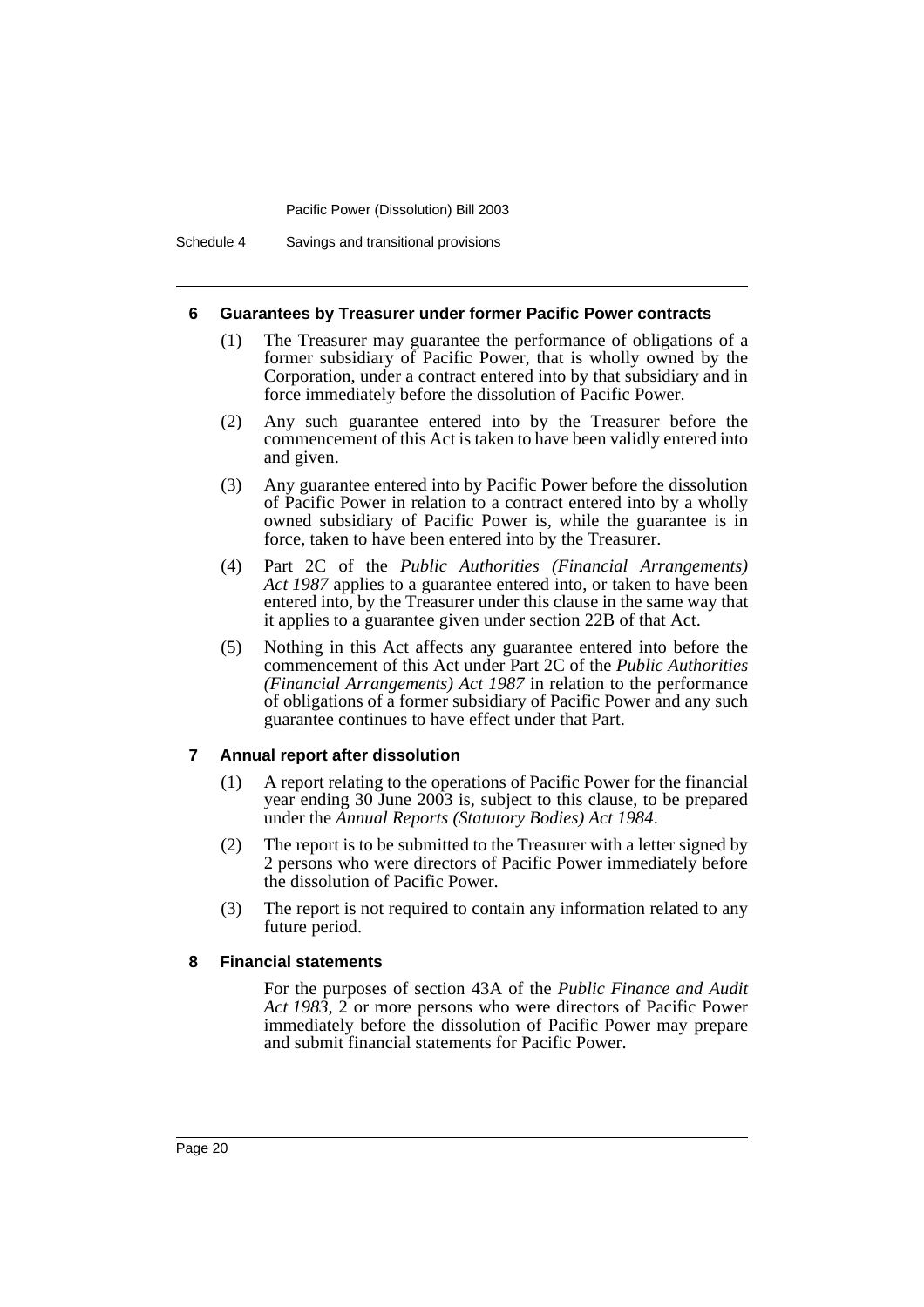#### 6 Guarantees by Treasurer under former Pacific Power contracts

(1) The Treasurer may guarantee the performance of obligations of a former subsidiary of Pacific Power, that is wholly owned by the Corporation, under a contract entered into by that subsidiary and in force immediately before the dissolution of Pacific Power.

(2) Any such guarantee entered into by the Treasurer before the commencement of this Act is taken to have been validly entered into and given.

(3) Any guarantee entered into by Pacific Power before the dissolution of Pacific Power in relation to a contract entered into by a wholly owned subsidiary of Pacific Power is, while the guarantee is in force, taken to have been entered into by the Treasurer.

(4) Part 2C of the *Public Authorities (Financial Arrangements) Act 1987* applies to a guarantee entered into, or taken to have been entered into, by the Treasurer under this clause in the same way that it applies to a guarantee given under section 22B of that Act.

(5) Nothing in this Act affects any guarantee entered into before the commencement of this Act under Part 2C of the *Public Authorities (Financial Arrangements) Act 1987* in relation to the performance of obligations of a former subsidiary of Pacific Power and any such guarantee continues to have effect under that Part.

#### 7 Annual report after dissolution

(1) A report relating to the operations of Pacific Power for the financial year ending 30 June 2003 is, subject to this clause, to be prepared under the *Annual Reports (Statutory Bodies) Act 1984*.

(2) The report is to be submitted to the Treasurer with a letter signed by 2 persons who were directors of Pacific Power immediately before the dissolution of Pacific Power.

(3) The report is not required to contain any information related to any future period.

#### 8 Financial statements

For the purposes of section 43A of the *Public Finance and Audit Act 1983*, 2 or more persons who were directors of Pacific Power immediately before the dissolution of Pacific Power may prepare and submit financial statements for Pacific Power.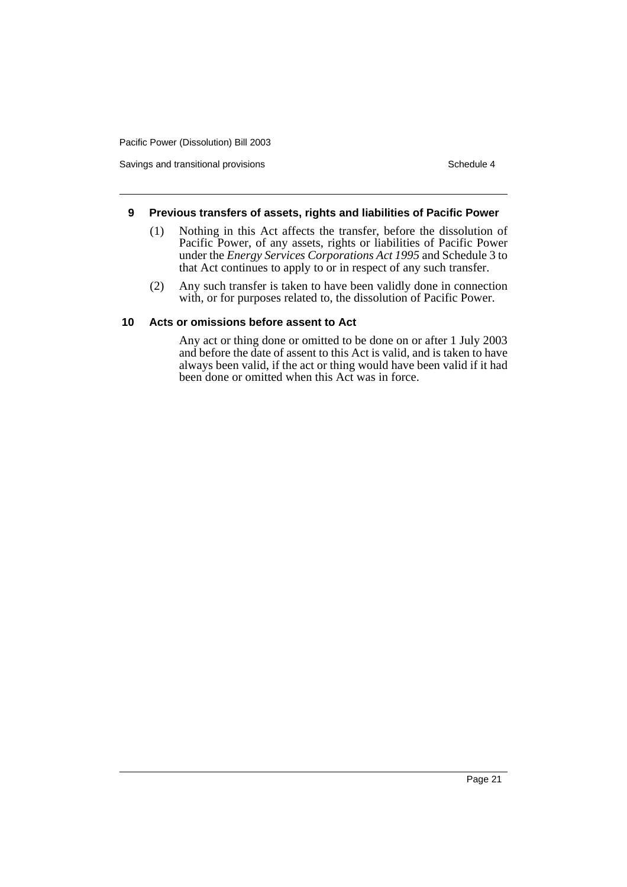## 9 Previous transfers of assets, rights and liabilities of Pacific Power

(1) Nothing in this Act affects the transfer, before the dissolution of Pacific Power, of any assets, rights or liabilities of Pacific Power under the *Energy Services Corporations Act 1995* and Schedule 3 to that Act continues to apply to or in respect of any such transfer.

(2) Any such transfer is taken to have been validly done in connection with, or for purposes related to, the dissolution of Pacific Power.

## 10 Acts or omissions before assent to Act

Any act or thing done or omitted to be done on or after 1 July 2003 and before the date of assent to this Act is valid, and is taken to have always been valid, if the act or thing would have been valid if it had been done or omitted when this Act was in force.